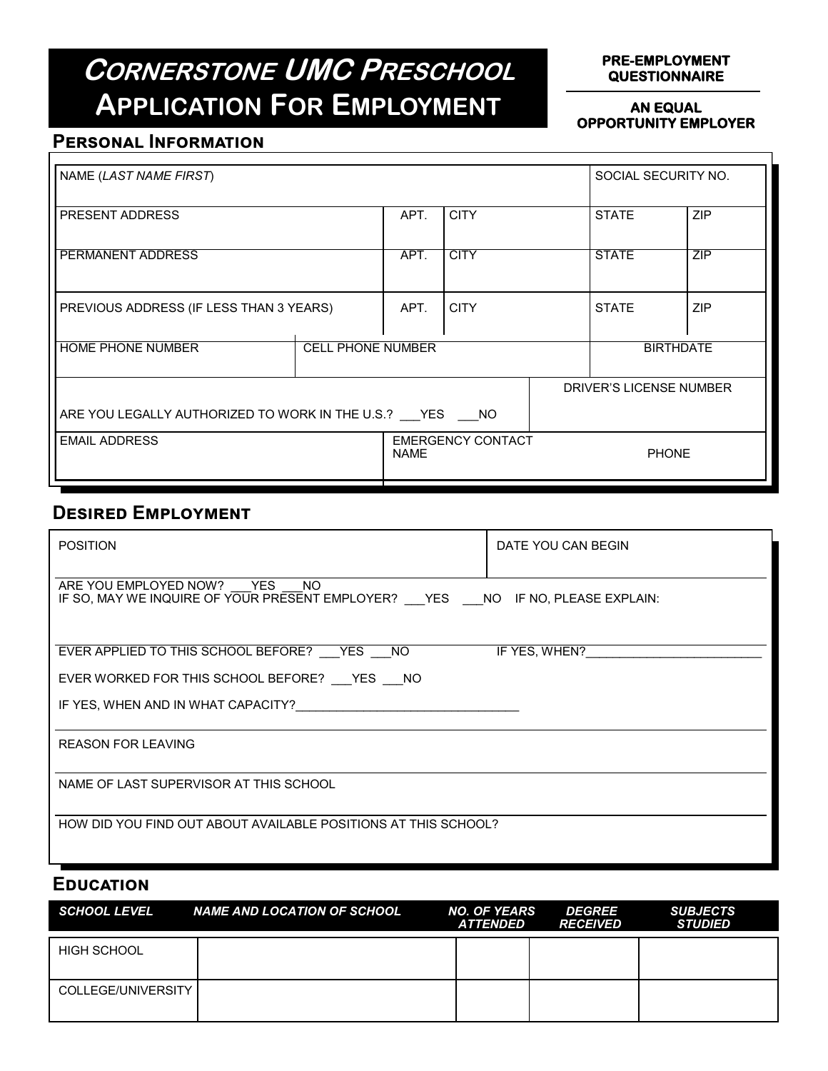# *CORNERSTONE UMC PRESCHOOL* APPLICATION FOR EMPLOYMENT

**PRE-EMPLOYMENT QUESTIONNAIRE**

**AN EQUAL OPPORTUNITY EMPLOYER**

## PERSONAL INFORMATION

| NAME (*LAST NAME FIRST*) | | | | SOCIAL SECURITY NO. | |
|---|---|---|---|---|---|
| PRESENT ADDRESS | | APT. | CITY | STATE | ZIP |
| PERMANENT ADDRESS | | APT. | CITY | STATE | ZIP |
| PREVIOUS ADDRESS (IF LESS THAN 3 YEARS) | | APT. | CITY | STATE | ZIP |
| HOME PHONE NUMBER | CELL PHONE NUMBER | | | BIRTHDATE | |
| ARE YOU LEGALLY AUTHORIZED TO WORK IN THE U.S.? ___YES ___NO | | | | DRIVER'S LICENSE NUMBER | |
| EMAIL ADDRESS | | EMERGENCY CONTACT NAME | | PHONE | |

## DESIRED EMPLOYMENT

| POSITION | DATE YOU CAN BEGIN |
|---|---|

ARE YOU EMPLOYED NOW? ___YES ___NO
IF SO, MAY WE INQUIRE OF YOUR PRESENT EMPLOYER? ___YES ___NO IF NO, PLEASE EXPLAIN:

EVER APPLIED TO THIS SCHOOL BEFORE? ___YES ___NO IF YES, WHEN?_________________________

EVER WORKED FOR THIS SCHOOL BEFORE? ___YES ___NO

IF YES, WHEN AND IN WHAT CAPACITY?________________________________

REASON FOR LEAVING

NAME OF LAST SUPERVISOR AT THIS SCHOOL

HOW DID YOU FIND OUT ABOUT AVAILABLE POSITIONS AT THIS SCHOOL?

## EDUCATION

| *SCHOOL LEVEL* | *NAME AND LOCATION OF SCHOOL* | *NO. OF YEARS ATTENDED* | *DEGREE RECEIVED* | *SUBJECTS STUDIED* |
|---|---|---|---|---|
| HIGH SCHOOL | | | | |
| COLLEGE/UNIVERSITY | | | | |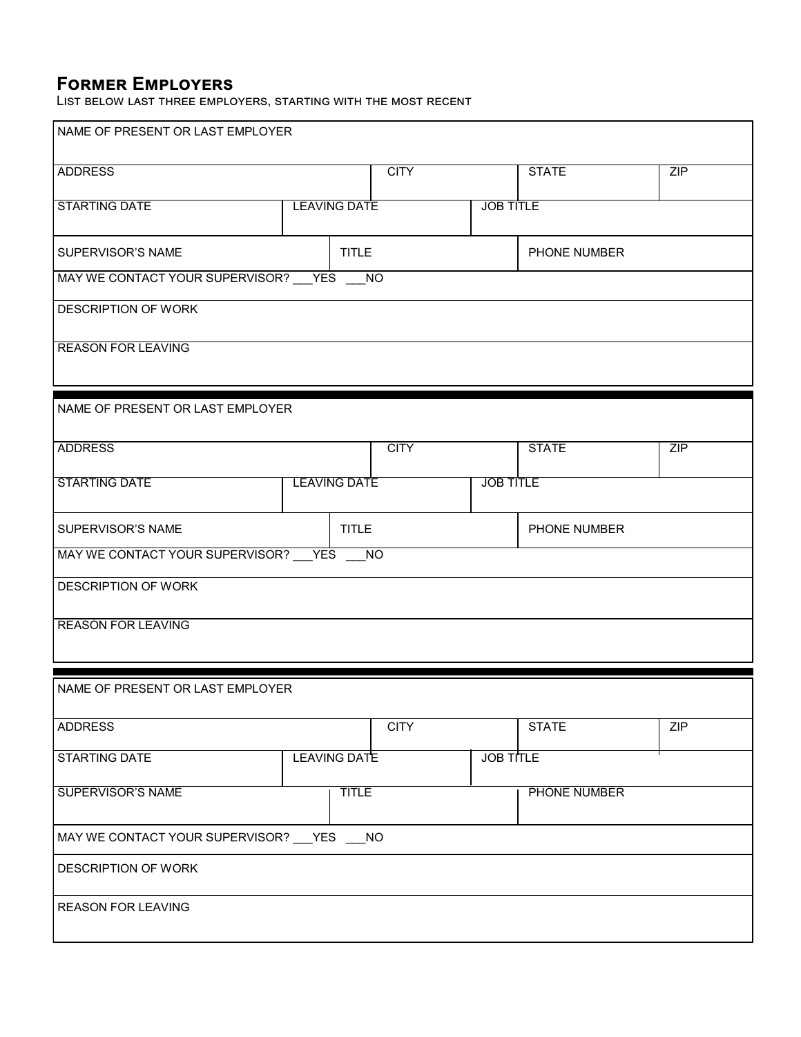## Former Employers

List below last three employers, starting with the most recent

| NAME OF PRESENT OR LAST EMPLOYER | | | |
|---|---|---|---|
| ADDRESS | CITY | STATE | ZIP |
| STARTING DATE | LEAVING DATE | JOB TITLE | |
| SUPERVISOR'S NAME | TITLE | PHONE NUMBER | |
| MAY WE CONTACT YOUR SUPERVISOR? ___YES ___NO | | | |
| DESCRIPTION OF WORK | | | |
| REASON FOR LEAVING | | | |

| NAME OF PRESENT OR LAST EMPLOYER | | | |
|---|---|---|---|
| ADDRESS | CITY | STATE | ZIP |
| STARTING DATE | LEAVING DATE | JOB TITLE | |
| SUPERVISOR'S NAME | TITLE | PHONE NUMBER | |
| MAY WE CONTACT YOUR SUPERVISOR? ___YES ___NO | | | |
| DESCRIPTION OF WORK | | | |
| REASON FOR LEAVING | | | |

| NAME OF PRESENT OR LAST EMPLOYER | | | |
|---|---|---|---|
| ADDRESS | CITY | STATE | ZIP |
| STARTING DATE | LEAVING DATE | JOB TITLE | |
| SUPERVISOR'S NAME | TITLE | PHONE NUMBER | |
| MAY WE CONTACT YOUR SUPERVISOR? ___YES ___NO | | | |
| DESCRIPTION OF WORK | | | |
| REASON FOR LEAVING | | | |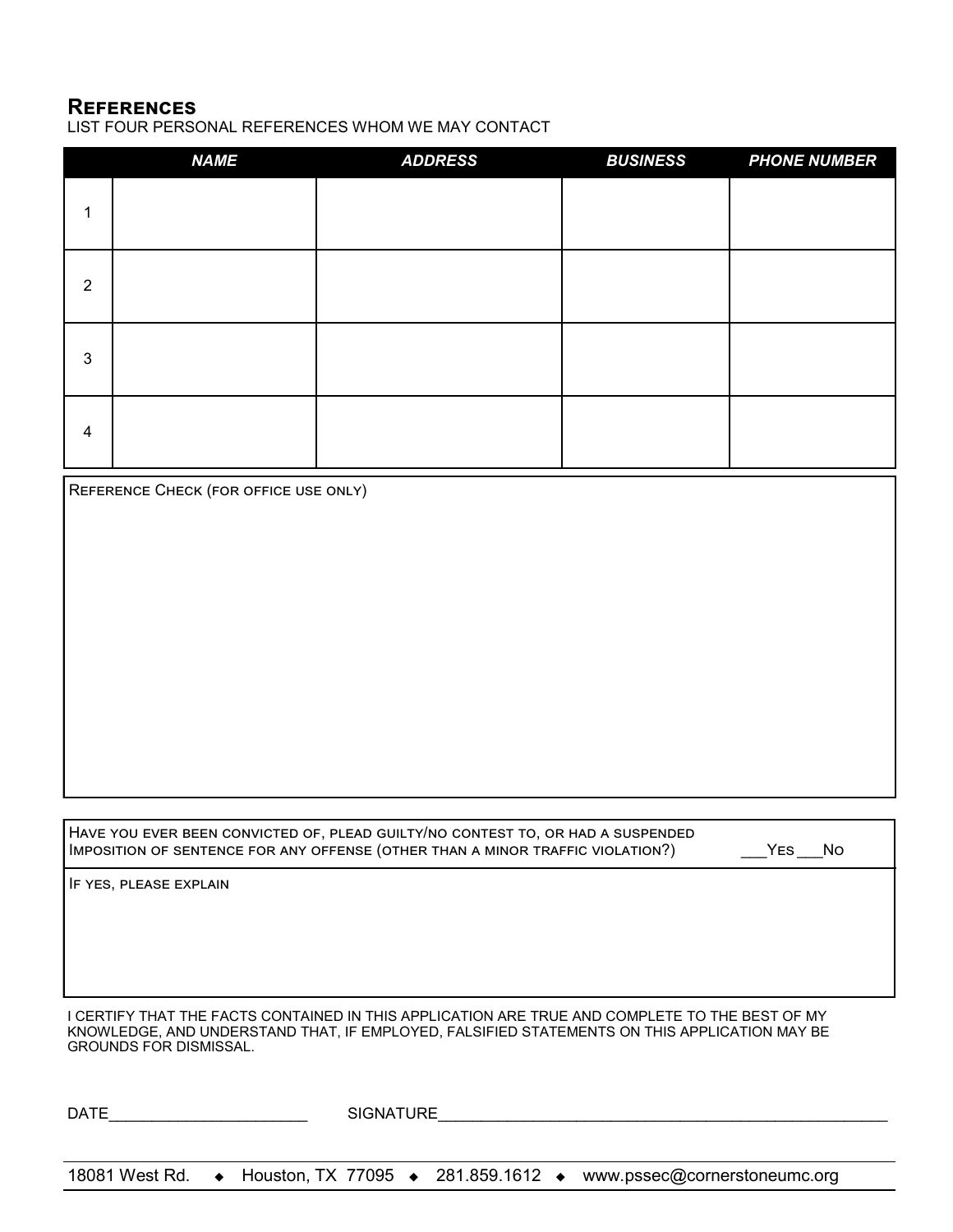## References

LIST FOUR PERSONAL REFERENCES WHOM WE MAY CONTACT

| | *NAME* | *ADDRESS* | *BUSINESS* | *PHONE NUMBER* |
|---|---|---|---|---|
| 1 | | | | |
| 2 | | | | |
| 3 | | | | |
| 4 | | | | |

Reference Check (for office use only)

Have you ever been convicted of, plead guilty/no contest to, or had a suspended Imposition of sentence for any offense (other than a minor traffic violation?) ___Yes ___No

If yes, please explain

I CERTIFY THAT THE FACTS CONTAINED IN THIS APPLICATION ARE TRUE AND COMPLETE TO THE BEST OF MY KNOWLEDGE, AND UNDERSTAND THAT, IF EMPLOYED, FALSIFIED STATEMENTS ON THIS APPLICATION MAY BE GROUNDS FOR DISMISSAL.

DATE______________________ SIGNATURE_____________________________________________________

18081 West Rd. ◆ Houston, TX 77095 ◆ 281.859.1612 ◆ www.pssec@cornerstoneumc.org